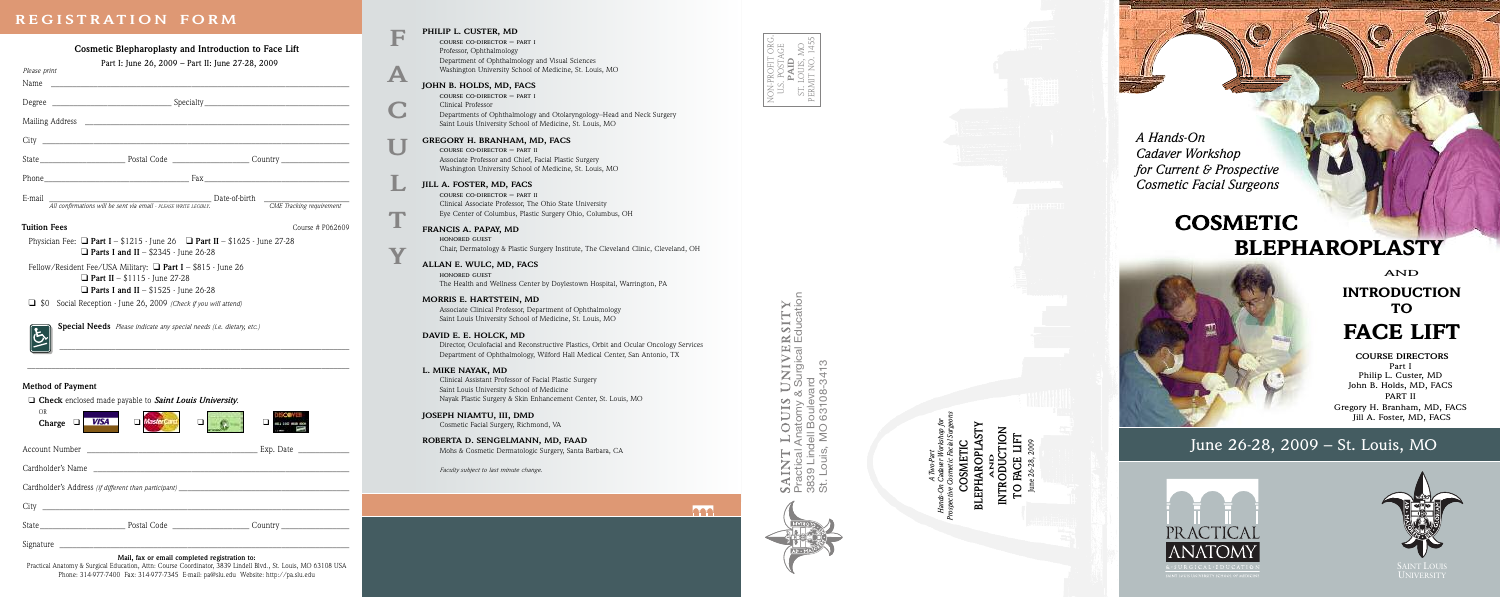# REGISTRATION FORM

## Cosmetic Blepharoplasty and Introduction to Face Lift

Part I: June 26, 2009 – Part II: June 27-28, 2009

*Please print*

Name ______________________________________________

Degree ____________________ Specialty ____________________

Mailing Address ______________________________________

City ______________________________________________

State ______________ Postal Code ______________ Country ______________

Phone ____________________ Fax ____________________

E-mail ____________________ Date-of-birth ____________________

*All confirmations will be sent via email - please write legibly.* *CME Tracking requirement*

**Tuition Fees** Course # P062609

Physician Fee: ❑ **Part I** – $1215 - June 26 ❑ **Part II** – $1625 - June 27-28
❑ **Parts I and II** – $2345 - June 26-28

Fellow/Resident Fee/USA Military: ❑ **Part I** – $815 - June 26
❑ **Part II** – $1115 - June 27-28
❑ **Parts I and II** – $1525 - June 26-28

❑ $0 Social Reception - June 26, 2009 *(Check if you will attend)*

**Special Needs** *Please indicate any special needs (i.e. dietary, etc.)*

______________________________________________

**Method of Payment**

❑ **Check** enclosed made payable to ***Saint Louis University.***

OR

**Charge** ❑ VISA ❑ MasterCard ❑ American Express ❑ Discover

Account Number ____________________ Exp. Date ____________

Cardholder's Name ______________________________________

Cardholder's Address *(if different than participant)* ____________________

City ______________________________________________

State ______________ Postal Code ______________ Country ______________

Signature ______________________________________________

**Mail, fax or email completed registration to:**
Practical Anatomy & Surgical Education, Attn: Course Coordinator, 3839 Lindell Blvd., St. Louis, MO 63108 USA
Phone: 314-977-7400 Fax: 314-977-7345 E-mail: pa@slu.edu Website: http://pa.slu.edu

# FACULTY

**PHILIP L. CUSTER, MD**
COURSE CO-DIRECTOR – PART I
Professor, Ophthalmology
Department of Ophthalmology and Visual Sciences
Washington University School of Medicine, St. Louis, MO

**JOHN B. HOLDS, MD, FACS**
COURSE CO-DIRECTOR – PART I
Clinical Professor
Departments of Ophthalmology and Otolaryngology–Head and Neck Surgery
Saint Louis University School of Medicine, St. Louis, MO

**GREGORY H. BRANHAM, MD, FACS**
COURSE CO-DIRECTOR – PART II
Associate Professor and Chief, Facial Plastic Surgery
Washington University School of Medicine, St. Louis, MO

**JILL A. FOSTER, MD, FACS**
COURSE CO-DIRECTOR – PART II
Clinical Associate Professor, The Ohio State University
Eye Center of Columbus, Plastic Surgery Ohio, Columbus, OH

**FRANCIS A. PAPAY, MD**
HONORED GUEST
Chair, Dermatology & Plastic Surgery Institute, The Cleveland Clinic, Cleveland, OH

**ALLAN E. WULC, MD, FACS**
HONORED GUEST
The Health and Wellness Center by Doylestown Hospital, Warrington, PA

**MORRIS E. HARTSTEIN, MD**
Associate Clinical Professor, Department of Ophthalmology
Saint Louis University School of Medicine, St. Louis, MO

**DAVID E. E. HOLCK, MD**
Director, Oculofacial and Reconstructive Plastics, Orbit and Ocular Oncology Services
Department of Ophthalmology, Wilford Hall Medical Center, San Antonio, TX

**L. MIKE NAYAK, MD**
Clinical Assistant Professor of Facial Plastic Surgery
Saint Louis University School of Medicine
Nayak Plastic Surgery & Skin Enhancement Center, St. Louis, MO

**JOSEPH NIAMTU, III, DMD**
Cosmetic Facial Surgery, Richmond, VA

**ROBERTA D. SENGELMANN, MD, FAAD**
Mohs & Cosmetic Dermatologic Surgery, Santa Barbara, CA

*Faculty subject to last minute change.*

NON-PROFIT ORG.
U.S. POSTAGE
**PAID**
ST. LOUIS, MO
PERMIT NO. 1455

**SAINT LOUIS UNIVERSITY**
Practical Anatomy & Surgical Education
3839 Lindell Boulevard
St. Louis, MO 63108-3413

*A Two-Part Hands-On Cadaver Workshop for Prospective Cosmetic Facial Surgeons*

**COSMETIC BLEPHAROPLASTY AND INTRODUCTION TO FACE LIFT**

*June 26-28, 2009*

*A Hands-On Cadaver Workshop for Current & Prospective Cosmetic Facial Surgeons*

# COSMETIC BLEPHAROPLASTY

AND

## INTRODUCTION TO

# FACE LIFT

**COURSE DIRECTORS**
Part I
Philip L. Custer, MD
John B. Holds, MD, FACS
PART II
Gregory H. Branham, MD, FACS
Jill A. Foster, MD, FACS

June 26-28, 2009 – St. Louis, MO

PRACTICAL ANATOMY & SURGICAL EDUCATION

SAINT LOUIS UNIVERSITY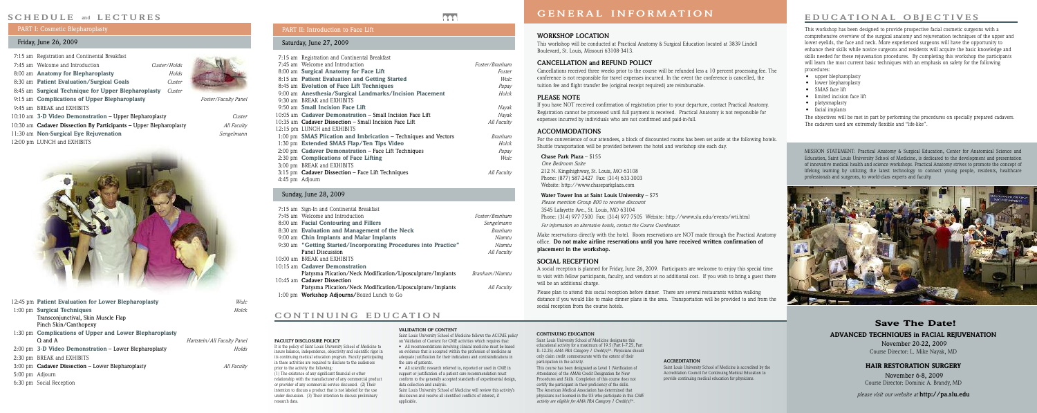# SCHEDULE and LECTURES

## PART I: Cosmetic Blepharoplasty

### Friday, June 26, 2009

| | | |
|---|---|---|
| 7:15 am | Registration and Continental Breakfast | |
| 7:45 am | Welcome and Introduction | Custer/Holds |
| 8:00 am | **Anatomy for Blepharoplasty** | Holds |
| 8:30 am | **Patient Evaluation/Surgical Goals** | Custer |
| 8:45 am | **Surgical Technique for Upper Blepharoplasty** | Custer |
| 9:15 am | **Complications of Upper Blepharoplasty** | Foster/Faculty Panel |
| 9:45 am | BREAK and EXHIBITS | |
| 10:10 am | **3-D Video Demonstration** – Upper Blepharoplasty | Custer |
| 10:30 am | **Cadaver Dissection By Participants** – Upper Blepharoplasty | All Faculty |
| 11:30 am | **Non-Surgical Eye Rejuvenation** | Sengelmann |
| 12:00 pm | LUNCH and EXHIBITS | |
| 12:45 pm | **Patient Evaluation for Lower Blepharoplasty** | Wulc |
| 1:00 pm | **Surgical Techniques** | Holck |
| | Transconjunctival, Skin Muscle Flap | |
| | Pinch Skin/Canthopexy | |
| 1:30 pm | **Complications of Upper and Lower Blepharoplasty** | |
| | Q and A | Hartstein/All Faculty Panel |
| 2:00 pm | **3-D Video Demonstration** – Lower Blepharoplasty | Holds |
| 2:30 pm | BREAK and EXHIBITS | |
| 3:00 pm | **Cadaver Dissection** – Lower Blepharoplasty | All Faculty |
| 5:00 pm | Adjourn | |
| 6:30 pm | Social Reception | |

## PART II: Introduction to Face Lift

### Saturday, June 27, 2009

| | | |
|---|---|---|
| 7:15 am | Registration and Continental Breakfast | |
| 7:45 am | Welcome and Introduction | Foster/Branham |
| 8:00 am | **Surgical Anatomy for Face Lift** | Foster |
| 8:15 am | **Patient Evaluation and Getting Started** | Wulc |
| 8:45 am | **Evolution of Face Lift Techniques** | Papay |
| 9:00 am | **Anesthesia/Surgical Landmarks/Incision Placement** | Holck |
| 9:30 am | BREAK and EXHIBITS | |
| 9:50 am | **Small Incision Face Lift** | Nayak |
| 10:05 am | **Cadaver Demonstration** – Small Incision Face Lift | Nayak |
| 10:35 am | **Cadaver Dissection** – Small Incision Face Lift | All Faculty |
| 12:15 pm | LUNCH and EXHIBITS | |
| 1:00 pm | **SMAS Plication and Imbrication** – Techniques and Vectors | Branham |
| 1:30 pm | **Extended SMAS Flap/Ten Tips Video** | Holck |
| 2:00 pm | **Cadaver Demonstration** – Face Lift Techniques | Papay |
| 2:30 pm | **Complications of Face Lifting** | Wulc |
| 3:00 pm | BREAK and EXHIBITS | |
| 3:15 pm | **Cadaver Dissection** – Face Lift Techniques | All Faculty |
| 4:45 pm | Adjourn | |

### Sunday, June 28, 2009

| | | |
|---|---|---|
| 7:15 am | Sign-In and Continental Breakfast | |
| 7:45 am | Welcome and Introduction | Foster/Branham |
| 8:00 am | **Facial Contouring and Fillers** | Sengelmann |
| 8:30 am | **Evaluation and Management of the Neck** | Branham |
| 9:00 am | **Chin Implants and Malar Implants** | Niamtu |
| 9:30 am | **"Getting Started/Incorporating Procedures into Practice"** | Niamtu |
| | Panel Discussion | All Faculty |
| 10:00 am | BREAK and EXHIBITS | |
| 10:15 am | **Cadaver Demonstration** | |
| | Platysma Plication/Neck Modification/Liposculpture/Implants | Branham/Niamtu |
| 10:45 am | **Cadaver Dissection** | |
| | Platysma Plication/Neck Modification/Liposculpture/Implants | All Faculty |
| 1:00 pm | **Workshop Adjourns**/Boxed Lunch to Go | |

# CONTINUING EDUCATION

**FACULTY DISCLOSURE POLICY**

It is the policy of Saint Louis University School of Medicine to insure balance, independence, objectivity and scientific rigor in its continuing medical education program. Faculty participating in these activities are required to disclose to the audiences prior to the activity the following:
(1) The existence of any significant financial or other relationship with the manufacturer of any commercial product or provider of any commercial service discussed. (2) Their intention to discuss a product that is not labeled for the use under discussion. (3) Their intention to discuss preliminary research data.

**VALIDATION OF CONTENT**

Saint Louis University School of Medicine follows the ACCME policy on Validation of Content for CME activities which requires that:

- All recommendations involving clinical medicine must be based on evidence that is accepted within the profession of medicine as adequate justification for their indications and contraindications in the care of patients.
- All scientific research referred to, reported or used in CME in support or justification of a patient care recommendation must conform to the generally accepted standards of experimental design, data collection and analysis.

Saint Louis University School of Medicine will review this activity's disclosures and resolve all identified conflicts of interest, if applicable.

**CONTINUING EDUCATION**

Saint Louis University School of Medicine designates this educational activity for a maximum of 19.5 (Part I-7.25, Part II-12.25) *AMA PRA Category 1 Credit(s)*™. Physicians should only claim credit commensurate with the extent of their participation in the activity.

This course has been designated as Level 1 (Verification of Attendance) of the AMA's Credit Designation for New Procedures and Skills. Completion of this course does not certify the participant in their proficiency of the skills.

The American Medical Association has determined that physicians not licensed in the US who participate in this CME activity are eligible for *AMA PRA Category 1 Credit(s)*™.

**ACCREDITATION**

Saint Louis University School of Medicine is accredited by the Accreditation Council for Continuing Medical Education to provide continuing medical education for physicians.

# GENERAL INFORMATION

## WORKSHOP LOCATION

This workshop will be conducted at Practical Anatomy & Surgical Education located at 3839 Lindell Boulevard, St. Louis, Missouri 63108-3413.

## CANCELLATION and REFUND POLICY

Cancellations received three weeks prior to the course will be refunded less a 10 percent processing fee. The conference is not responsible for travel expenses incurred. In the event the conference is cancelled, the tuition fee and flight transfer fee (original receipt required) are reimbursable.

## PLEASE NOTE

If you have NOT received confirmation of registration prior to your departure, contact Practical Anatomy. Registration cannot be processed until full payment is received. Practical Anatomy is not responsible for expenses incurred by individuals who are not confirmed and paid-in-full.

## ACCOMMODATIONS

For the convenience of our attendees, a block of discounted rooms has been set aside at the following hotels. Shuttle transportation will be provided between the hotel and workshop site each day.

**Chase Park Plaza** – $155
*One Bedroom Suite*
212 N. Kingshighway, St. Louis, MO 63108
Phone: (877) 587-2427 Fax: (314) 633-3003
Website: http://www.chaseparkplaza.com

**Water Tower Inn at Saint Louis University** – $75
*Please mention Group 800 to receive discount*
3545 Lafayette Ave., St. Louis, MO 63104
Phone: (314) 977-7500 Fax: (314) 977-7505 Website: http://www.slu.edu/events/wti.html
*For information on alternative hotels, contact the Course Coordinator.*

Make reservations directly with the hotel. Room reservations are NOT made through the Practical Anatomy office. **Do not make airline reservations until you have received written confirmation of placement in the workshop.**

## SOCIAL RECEPTION

A social reception is planned for Friday, June 26, 2009. Participants are welcome to enjoy this special time to visit with fellow participants, faculty, and vendors at no additional cost. If you wish to bring a guest there will be an additional charge.

Please plan to attend this social reception before dinner. There are several restaurants within walking distance if you would like to make dinner plans in the area. Transportation will be provided to and from the social reception from the course hotels.

# EDUCATIONAL OBJECTIVES

This workshop has been designed to provide prospective facial cosmetic surgeons with a comprehensive overview of the surgical anatomy and rejuvenation techniques of the upper and lower eyelids, the face and neck. More experienced surgeons will have the opportunity to enhance their skills while novice surgeons and residents will acquire the basic knowledge and skills needed for these rejuvenation procedures. By completing this workshop the participants will learn the most current basic techniques with an emphasis on safety for the following procedures:

- upper blepharoplasty
- lower blepharoplasty
- SMAS face lift
- limited incision face lift
- platysmaplasty
- facial implants

The objectives will be met in part by performing the procedures on specially prepared cadavers. The cadavers used are extremely flexible and "life-like".

MISSION STATEMENT: Practical Anatomy & Surgical Education, Center for Anatomical Science and Education, Saint Louis University School of Medicine, is dedicated to the development and presentation of innovative medical health and science workshops. Practical Anatomy strives to promote the concept of lifelong learning by utilizing the latest technology to connect young people, residents, healthcare professionals and surgeons, to world-class experts and faculty.

## Save The Date!

**ADVANCED TECHNIQUES in FACIAL REJUVENATION**
November 20-22, 2009
Course Director: L. Mike Nayak, MD

**HAIR RESTORATION SURGERY**
November 6-8, 2009
Course Director: Dominic A. Brandy, MD

*please visit our website at* **http://pa.slu.edu**